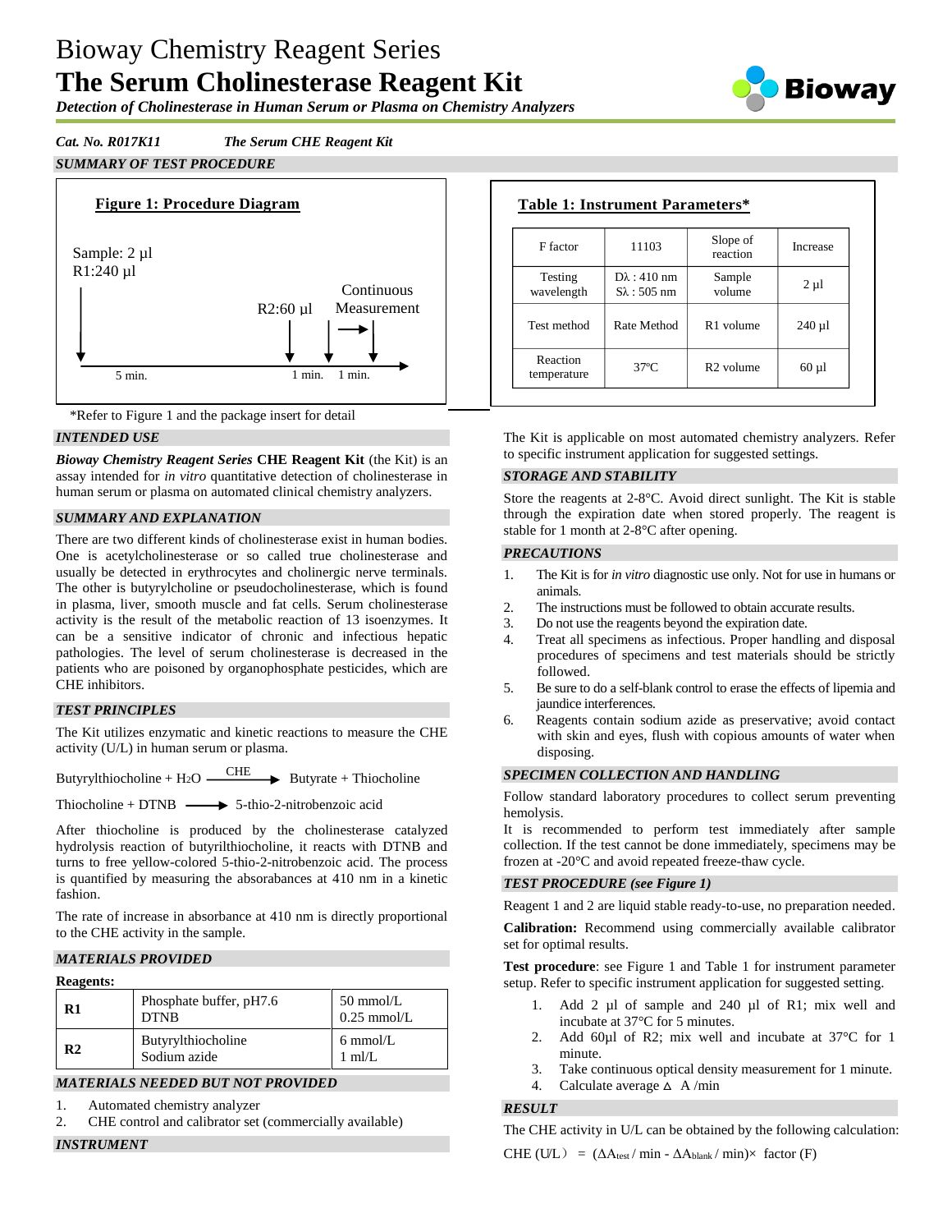# Bioway Chemistry Reagent Series

# The Serum Cholinesterase Reagent Kit

***Detection of Cholinesterase in Human Serum or Plasma on Chemistry Analyzers***

***Cat. No. R017K11*** ***The Serum CHE Reagent Kit***

## *SUMMARY OF TEST PROCEDURE*

**Figure 1: Procedure Diagram**

Sample: 2 µl
R1:240 µl

R2:60 µl

Continuous Measurement

5 min. 1 min. 1 min.

\*Refer to Figure 1 and the package insert for detail

**Table 1: Instrument Parameters\***

| F factor | 11103 | Slope of reaction | Increase |
|---|---|---|---|
| Testing wavelength | Dλ : 410 nm<br>Sλ : 505 nm | Sample volume | 2 µl |
| Test method | Rate Method | R1 volume | 240 µl |
| Reaction temperature | 37ºC | R2 volume | 60 µl |

## *INTENDED USE*

***Bioway Chemistry Reagent Series*** **CHE Reagent Kit** (the Kit) is an assay intended for *in vitro* quantitative detection of cholinesterase in human serum or plasma on automated clinical chemistry analyzers.

## *SUMMARY AND EXPLANATION*

There are two different kinds of cholinesterase exist in human bodies. One is acetylcholinesterase or so called true cholinesterase and usually be detected in erythrocytes and cholinergic nerve terminals. The other is butyrylcholine or pseudocholinesterase, which is found in plasma, liver, smooth muscle and fat cells. Serum cholinesterase activity is the result of the metabolic reaction of 13 isoenzymes. It can be a sensitive indicator of chronic and infectious hepatic pathologies. The level of serum cholinesterase is decreased in the patients who are poisoned by organophosphate pesticides, which are CHE inhibitors.

## *TEST PRINCIPLES*

The Kit utilizes enzymatic and kinetic reactions to measure the CHE activity (U/L) in human serum or plasma.

$$\text{Butyrylthiocholine} + H_2O \xrightarrow{\text{CHE}} \text{Butyrate} + \text{Thiocholine}$$

$$\text{Thiocholine} + \text{DTNB} \longrightarrow \text{5-thio-2-nitrobenzoic acid}$$

After thiocholine is produced by the cholinesterase catalyzed hydrolysis reaction of butyrilthiocholine, it reacts with DTNB and turns to free yellow-colored 5-thio-2-nitrobenzoic acid. The process is quantified by measuring the absorbances at 410 nm in a kinetic fashion.

The rate of increase in absorbance at 410 nm is directly proportional to the CHE activity in the sample.

## *MATERIALS PROVIDED*

**Reagents:**

| | | |
|---|---|---|
| **R1** | Phosphate buffer, pH7.6<br>DTNB | 50 mmol/L<br>0.25 mmol/L |
| **R2** | Butyrylthiocholine<br>Sodium azide | 6 mmol/L<br>1 ml/L |

## *MATERIALS NEEDED BUT NOT PROVIDED*

1. Automated chemistry analyzer
2. CHE control and calibrator set (commercially available)

## *INSTRUMENT*

The Kit is applicable on most automated chemistry analyzers. Refer to specific instrument application for suggested settings.

## *STORAGE AND STABILITY*

Store the reagents at 2-8°C. Avoid direct sunlight. The Kit is stable through the expiration date when stored properly. The reagent is stable for 1 month at 2-8°C after opening.

## *PRECAUTIONS*

1. The Kit is for *in vitro* diagnostic use only. Not for use in humans or animals.
2. The instructions must be followed to obtain accurate results.
3. Do not use the reagents beyond the expiration date.
4. Treat all specimens as infectious. Proper handling and disposal procedures of specimens and test materials should be strictly followed.
5. Be sure to do a self-blank control to erase the effects of lipemia and jaundice interferences.
6. Reagents contain sodium azide as preservative; avoid contact with skin and eyes, flush with copious amounts of water when disposing.

## *SPECIMEN COLLECTION AND HANDLING*

Follow standard laboratory procedures to collect serum preventing hemolysis.

It is recommended to perform test immediately after sample collection. If the test cannot be done immediately, specimens may be frozen at -20°C and avoid repeated freeze-thaw cycle.

## *TEST PROCEDURE (see Figure 1)*

Reagent 1 and 2 are liquid stable ready-to-use, no preparation needed.

**Calibration:** Recommend using commercially available calibrator set for optimal results.

**Test procedure**: see Figure 1 and Table 1 for instrument parameter setup. Refer to specific instrument application for suggested setting.

1. Add 2 µl of sample and 240 µl of R1; mix well and incubate at 37°C for 5 minutes.
2. Add 60µl of R2; mix well and incubate at 37°C for 1 minute.
3. Take continuous optical density measurement for 1 minute.
4. Calculate average $\Delta$ A /min

## *RESULT*

The CHE activity in U/L can be obtained by the following calculation:

$$\text{CHE (U/L)} = (\Delta A_{test} / \text{min} - \Delta A_{blank} / \text{min}) \times \text{factor (F)}$$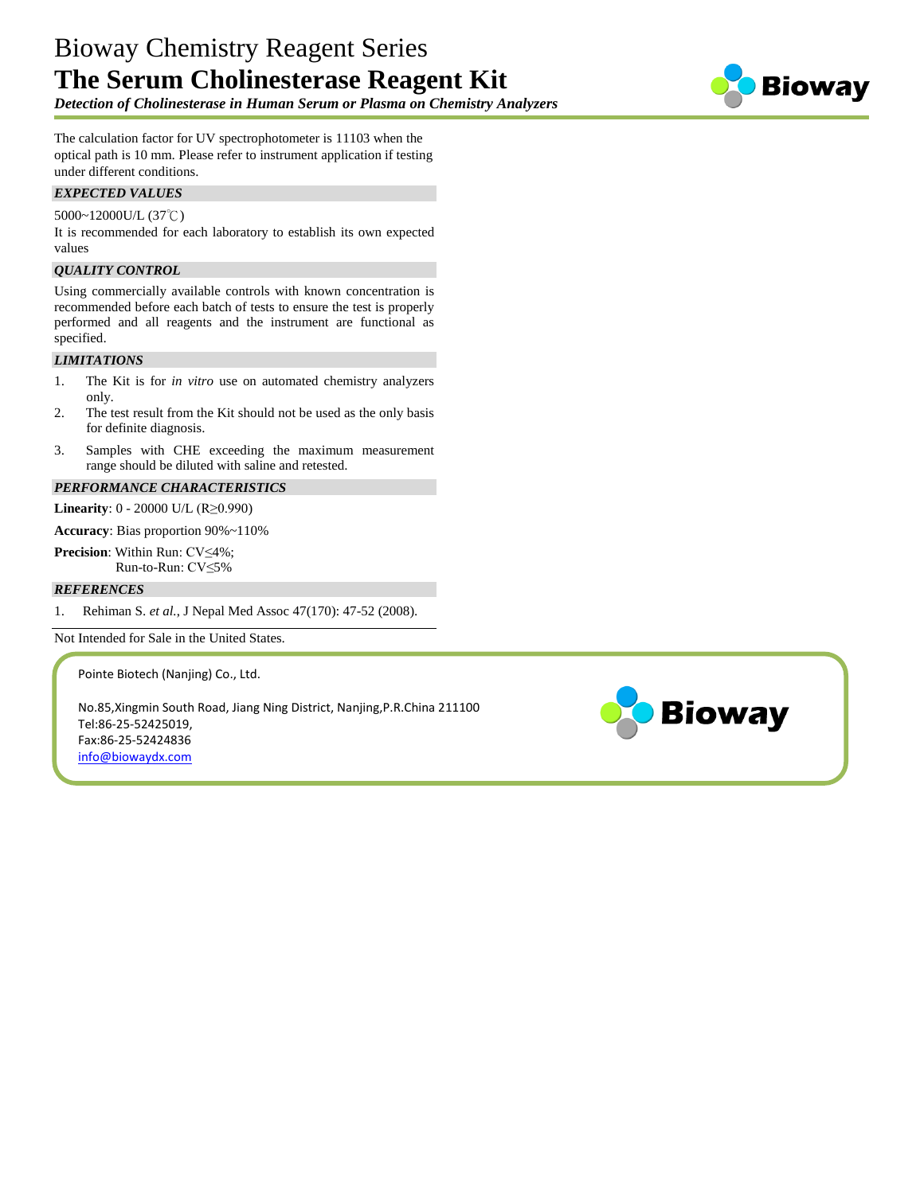# Bioway Chemistry Reagent Series

# The Serum Cholinesterase Reagent Kit

***Detection of Cholinesterase in Human Serum or Plasma on Chemistry Analyzers***

The calculation factor for UV spectrophotometer is 11103 when the optical path is 10 mm. Please refer to instrument application if testing under different conditions.

### *EXPECTED VALUES*

5000~12000U/L (37℃)

It is recommended for each laboratory to establish its own expected values

### *QUALITY CONTROL*

Using commercially available controls with known concentration is recommended before each batch of tests to ensure the test is properly performed and all reagents and the instrument are functional as specified.

### *LIMITATIONS*

1. The Kit is for *in vitro* use on automated chemistry analyzers only.
2. The test result from the Kit should not be used as the only basis for definite diagnosis.
3. Samples with CHE exceeding the maximum measurement range should be diluted with saline and retested.

### *PERFORMANCE CHARACTERISTICS*

**Linearity**: 0 - 20000 U/L (R≥0.990)

**Accuracy**: Bias proportion 90%~110%

**Precision**: Within Run: CV≤4%;
Run-to-Run: CV≤5%

### *REFERENCES*

1. Rehiman S. *et al.*, J Nepal Med Assoc 47(170): 47-52 (2008).

Not Intended for Sale in the United States.

Pointe Biotech (Nanjing) Co., Ltd.

No.85,Xingmin South Road, Jiang Ning District, Nanjing,P.R.China 211100
Tel:86-25-52425019,
Fax:86-25-52424836
info@biowaydx.com